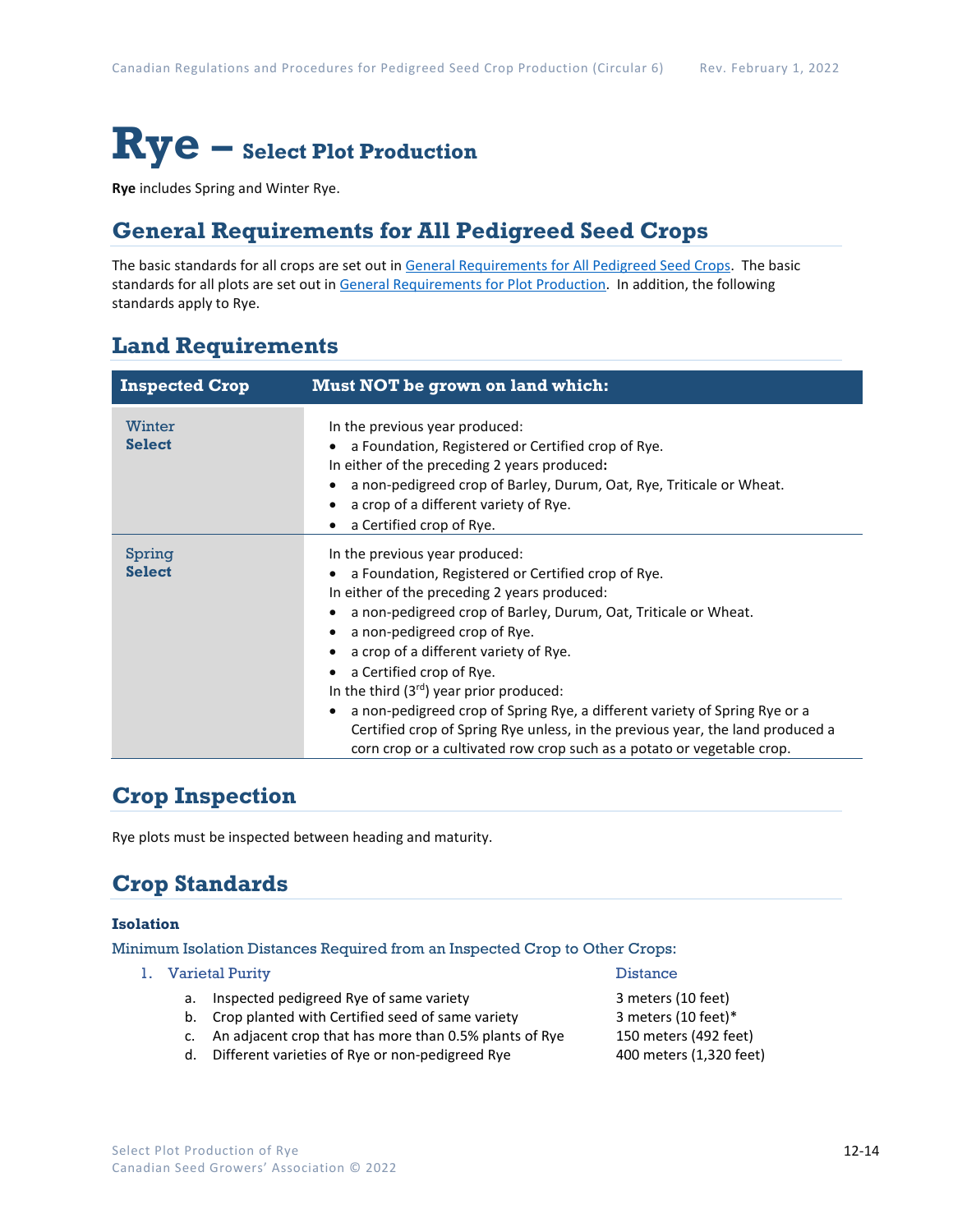# Rye – Select Plot Production

**Rye** includes Spring and Winter Rye.

## General Requirements for All Pedigreed Seed Crops

The basic standards for all crops are set out in General Requirements for All Pedigreed Seed Crops. The basic standards for all plots are set out in General Requirements for Plot Production. In addition, the following standards apply to Rye.

## Land Requirements

| Inspected Crop | Must NOT be grown on land which: |
|---|---|
| Winter **Select** | In the previous year produced:<br>• a Foundation, Registered or Certified crop of Rye.<br>In either of the preceding 2 years produced**:**<br>• a non-pedigreed crop of Barley, Durum, Oat, Rye, Triticale or Wheat.<br>• a crop of a different variety of Rye.<br>• a Certified crop of Rye. |
| Spring **Select** | In the previous year produced:<br>• a Foundation, Registered or Certified crop of Rye.<br>In either of the preceding 2 years produced:<br>• a non-pedigreed crop of Barley, Durum, Oat, Triticale or Wheat.<br>• a non-pedigreed crop of Rye.<br>• a crop of a different variety of Rye.<br>• a Certified crop of Rye.<br>In the third (3rd) year prior produced:<br>• a non-pedigreed crop of Spring Rye, a different variety of Spring Rye or a Certified crop of Spring Rye unless, in the previous year, the land produced a corn crop or a cultivated row crop such as a potato or vegetable crop. |

## Crop Inspection

Rye plots must be inspected between heading and maturity.

## Crop Standards

### Isolation

Minimum Isolation Distances Required from an Inspected Crop to Other Crops:

| 1. Varietal Purity | Distance |
|---|---|
| a. Inspected pedigreed Rye of same variety | 3 meters (10 feet) |
| b. Crop planted with Certified seed of same variety | 3 meters (10 feet)* |
| c. An adjacent crop that has more than 0.5% plants of Rye | 150 meters (492 feet) |
| d. Different varieties of Rye or non-pedigreed Rye | 400 meters (1,320 feet) |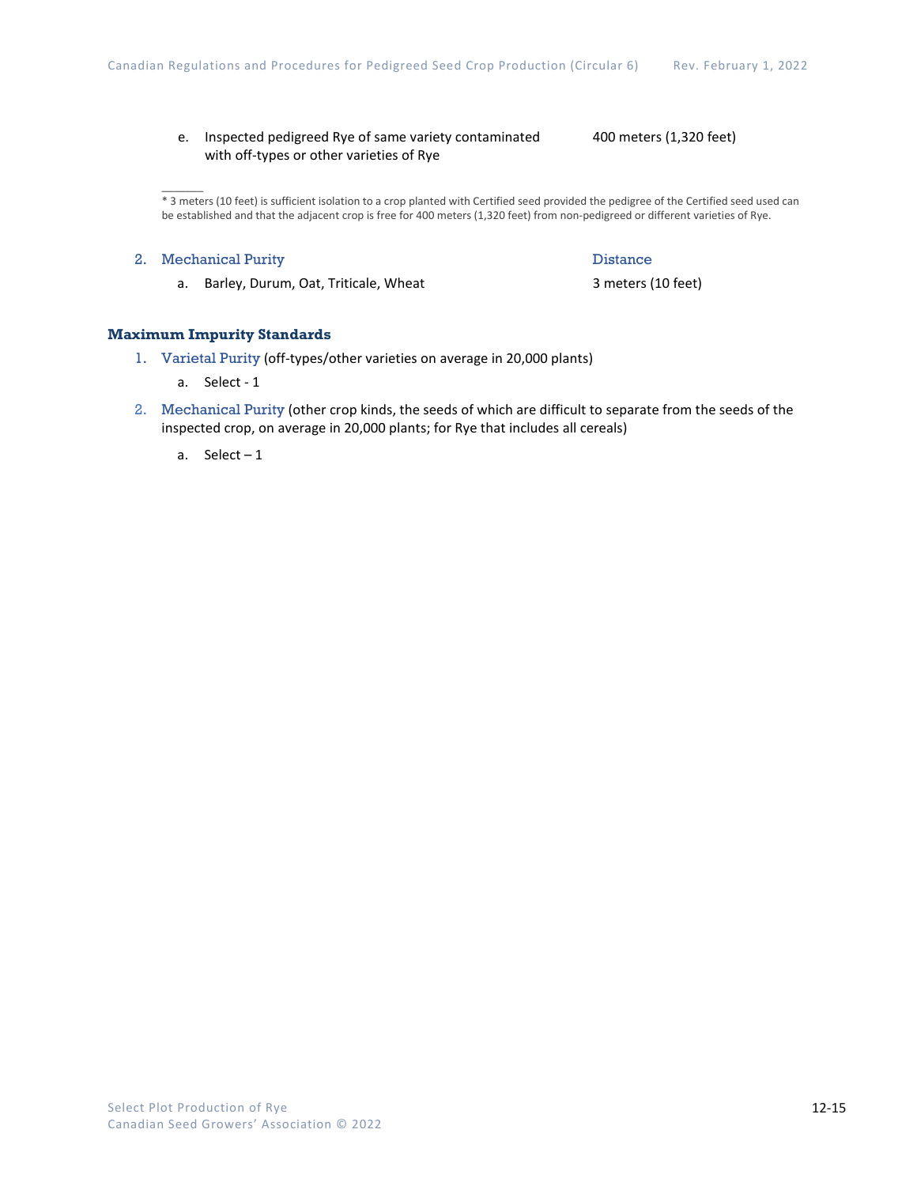e. Inspected pedigreed Rye of same variety contaminated with off-types or other varieties of Rye — 400 meters (1,320 feet)

\* 3 meters (10 feet) is sufficient isolation to a crop planted with Certified seed provided the pedigree of the Certified seed used can be established and that the adjacent crop is free for 400 meters (1,320 feet) from non-pedigreed or different varieties of Rye.

| 2. Mechanical Purity | Distance |
|---|---|
| a. Barley, Durum, Oat, Triticale, Wheat | 3 meters (10 feet) |

### Maximum Impurity Standards

1. Varietal Purity (off-types/other varieties on average in 20,000 plants)
   a. Select - 1
2. Mechanical Purity (other crop kinds, the seeds of which are difficult to separate from the seeds of the inspected crop, on average in 20,000 plants; for Rye that includes all cereals)
   a. Select – 1